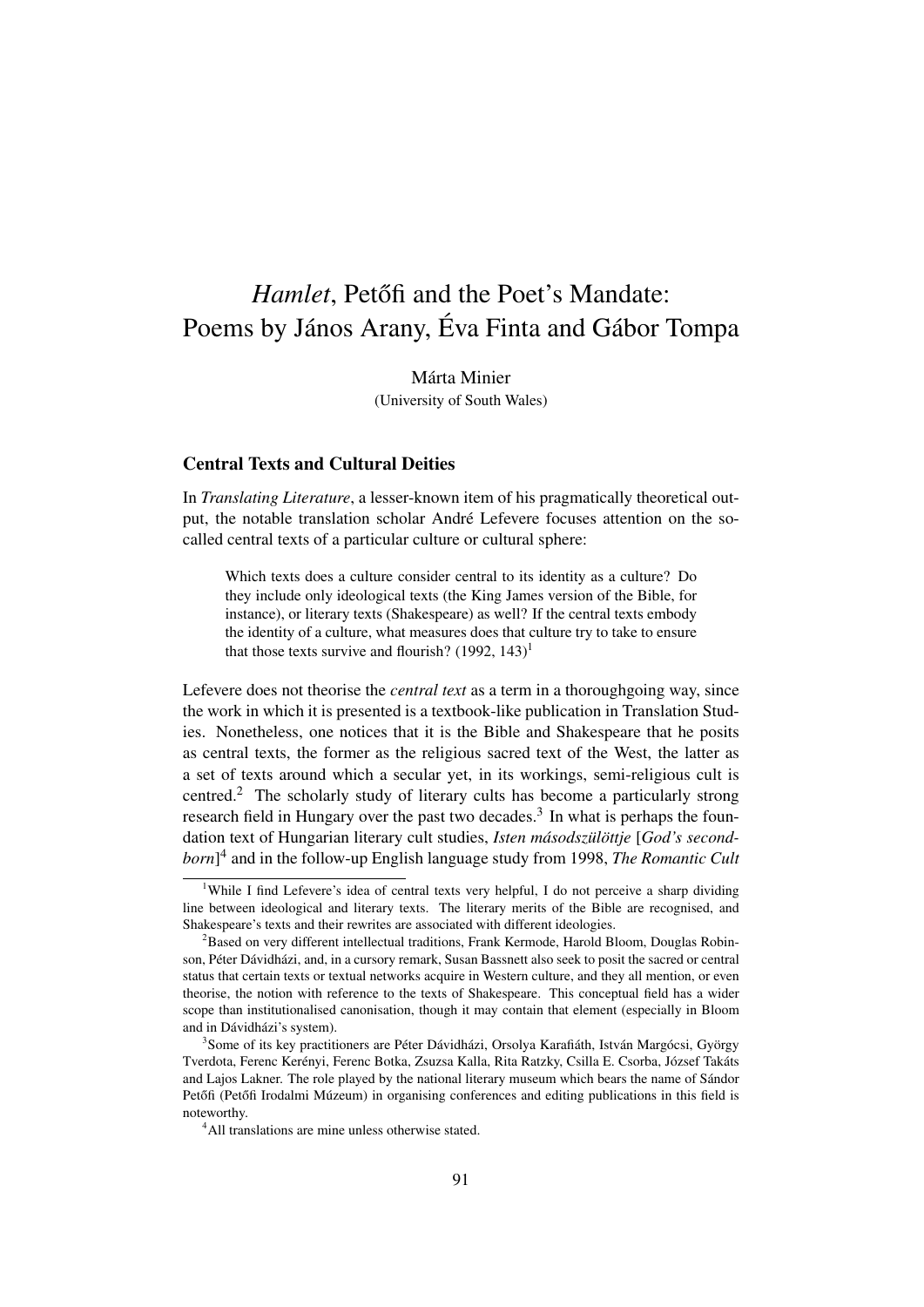# *Hamlet*, Petőfi and the Poet's Mandate: Poems by János Arany, Éva Finta and Gábor Tompa

Márta Minier
(University of South Wales)

## Central Texts and Cultural Deities

In *Translating Literature*, a lesser-known item of his pragmatically theoretical output, the notable translation scholar André Lefevere focuses attention on the so-called central texts of a particular culture or cultural sphere:

> Which texts does a culture consider central to its identity as a culture? Do they include only ideological texts (the King James version of the Bible, for instance), or literary texts (Shakespeare) as well? If the central texts embody the identity of a culture, what measures does that culture try to take to ensure that those texts survive and flourish? (1992, 143)[1]

Lefevere does not theorise the *central text* as a term in a thoroughgoing way, since the work in which it is presented is a textbook-like publication in Translation Studies. Nonetheless, one notices that it is the Bible and Shakespeare that he posits as central texts, the former as the religious sacred text of the West, the latter as a set of texts around which a secular yet, in its workings, semi-religious cult is centred.[2] The scholarly study of literary cults has become a particularly strong research field in Hungary over the past two decades.[3] In what is perhaps the foundation text of Hungarian literary cult studies, *Isten másodszülöttje* [*God's secondborn*][4] and in the follow-up English language study from 1998, *The Romantic Cult*

---

[1] While I find Lefevere's idea of central texts very helpful, I do not perceive a sharp dividing line between ideological and literary texts. The literary merits of the Bible are recognised, and Shakespeare's texts and their rewrites are associated with different ideologies.

[2] Based on very different intellectual traditions, Frank Kermode, Harold Bloom, Douglas Robinson, Péter Dávidházi, and, in a cursory remark, Susan Bassnett also seek to posit the sacred or central status that certain texts or textual networks acquire in Western culture, and they all mention, or even theorise, the notion with reference to the texts of Shakespeare. This conceptual field has a wider scope than institutionalised canonisation, though it may contain that element (especially in Bloom and in Dávidházi's system).

[3] Some of its key practitioners are Péter Dávidházi, Orsolya Karafiáth, István Margócsi, György Tverdota, Ferenc Kerényi, Ferenc Botka, Zsuzsa Kalla, Rita Ratzky, Csilla E. Csorba, József Takáts and Lajos Lakner. The role played by the national literary museum which bears the name of Sándor Petőfi (Petőfi Irodalmi Múzeum) in organising conferences and editing publications in this field is noteworthy.

[4] All translations are mine unless otherwise stated.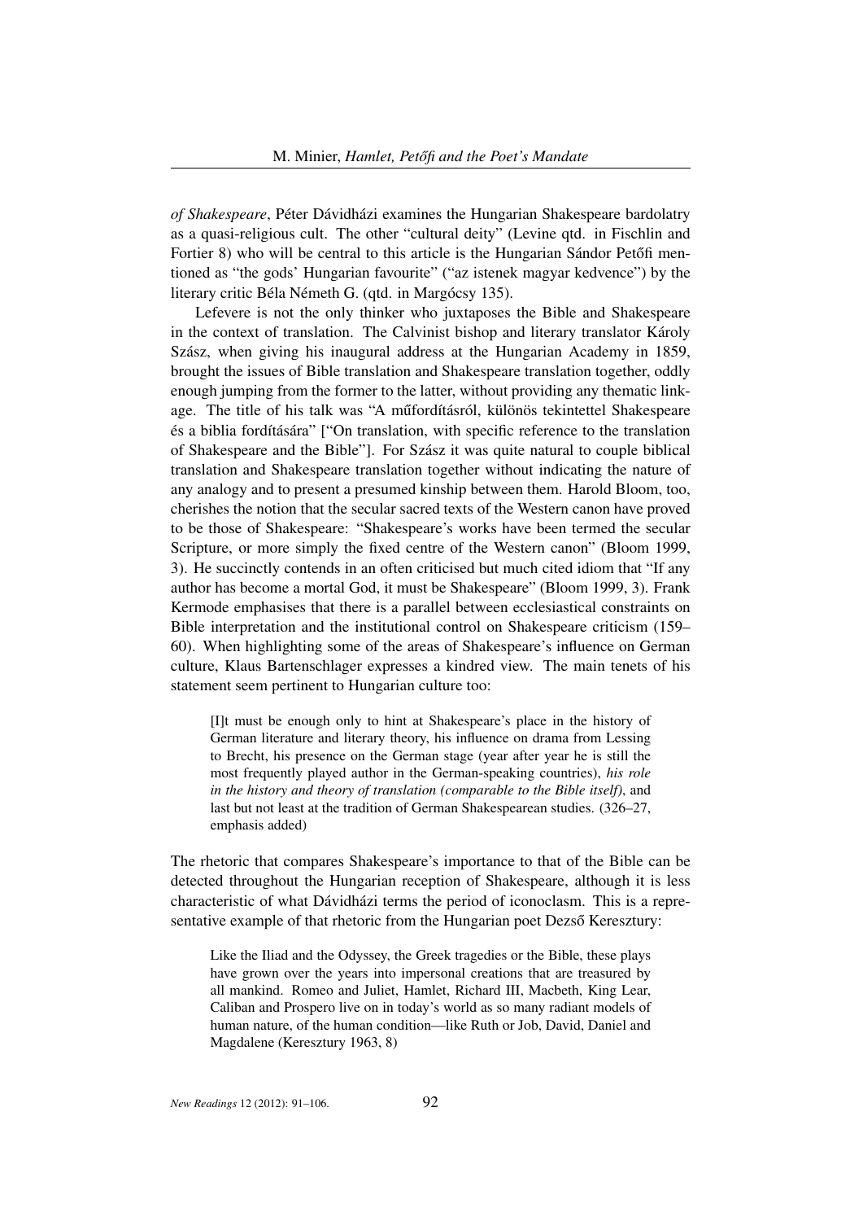*of Shakespeare*, Péter Dávidházi examines the Hungarian Shakespeare bardolatry as a quasi-religious cult. The other "cultural deity" (Levine qtd. in Fischlin and Fortier 8) who will be central to this article is the Hungarian Sándor Petőfi mentioned as "the gods' Hungarian favourite" ("az istenek magyar kedvence") by the literary critic Béla Németh G. (qtd. in Margócsy 135).

Lefevere is not the only thinker who juxtaposes the Bible and Shakespeare in the context of translation. The Calvinist bishop and literary translator Károly Szász, when giving his inaugural address at the Hungarian Academy in 1859, brought the issues of Bible translation and Shakespeare translation together, oddly enough jumping from the former to the latter, without providing any thematic linkage. The title of his talk was "A műfordításról, különös tekintettel Shakespeare és a biblia fordítására" ["On translation, with specific reference to the translation of Shakespeare and the Bible"]. For Szász it was quite natural to couple biblical translation and Shakespeare translation together without indicating the nature of any analogy and to present a presumed kinship between them. Harold Bloom, too, cherishes the notion that the secular sacred texts of the Western canon have proved to be those of Shakespeare: "Shakespeare's works have been termed the secular Scripture, or more simply the fixed centre of the Western canon" (Bloom 1999, 3). He succinctly contends in an often criticised but much cited idiom that "If any author has become a mortal God, it must be Shakespeare" (Bloom 1999, 3). Frank Kermode emphasises that there is a parallel between ecclesiastical constraints on Bible interpretation and the institutional control on Shakespeare criticism (159–60). When highlighting some of the areas of Shakespeare's influence on German culture, Klaus Bartenschlager expresses a kindred view. The main tenets of his statement seem pertinent to Hungarian culture too:

> [I]t must be enough only to hint at Shakespeare's place in the history of German literature and literary theory, his influence on drama from Lessing to Brecht, his presence on the German stage (year after year he is still the most frequently played author in the German-speaking countries), *his role in the history and theory of translation (comparable to the Bible itself)*, and last but not least at the tradition of German Shakespearean studies. (326–27, emphasis added)

The rhetoric that compares Shakespeare's importance to that of the Bible can be detected throughout the Hungarian reception of Shakespeare, although it is less characteristic of what Dávidházi terms the period of iconoclasm. This is a representative example of that rhetoric from the Hungarian poet Dezső Keresztury:

> Like the Iliad and the Odyssey, the Greek tragedies or the Bible, these plays have grown over the years into impersonal creations that are treasured by all mankind. Romeo and Juliet, Hamlet, Richard III, Macbeth, King Lear, Caliban and Prospero live on in today's world as so many radiant models of human nature, of the human condition—like Ruth or Job, David, Daniel and Magdalene (Keresztury 1963, 8)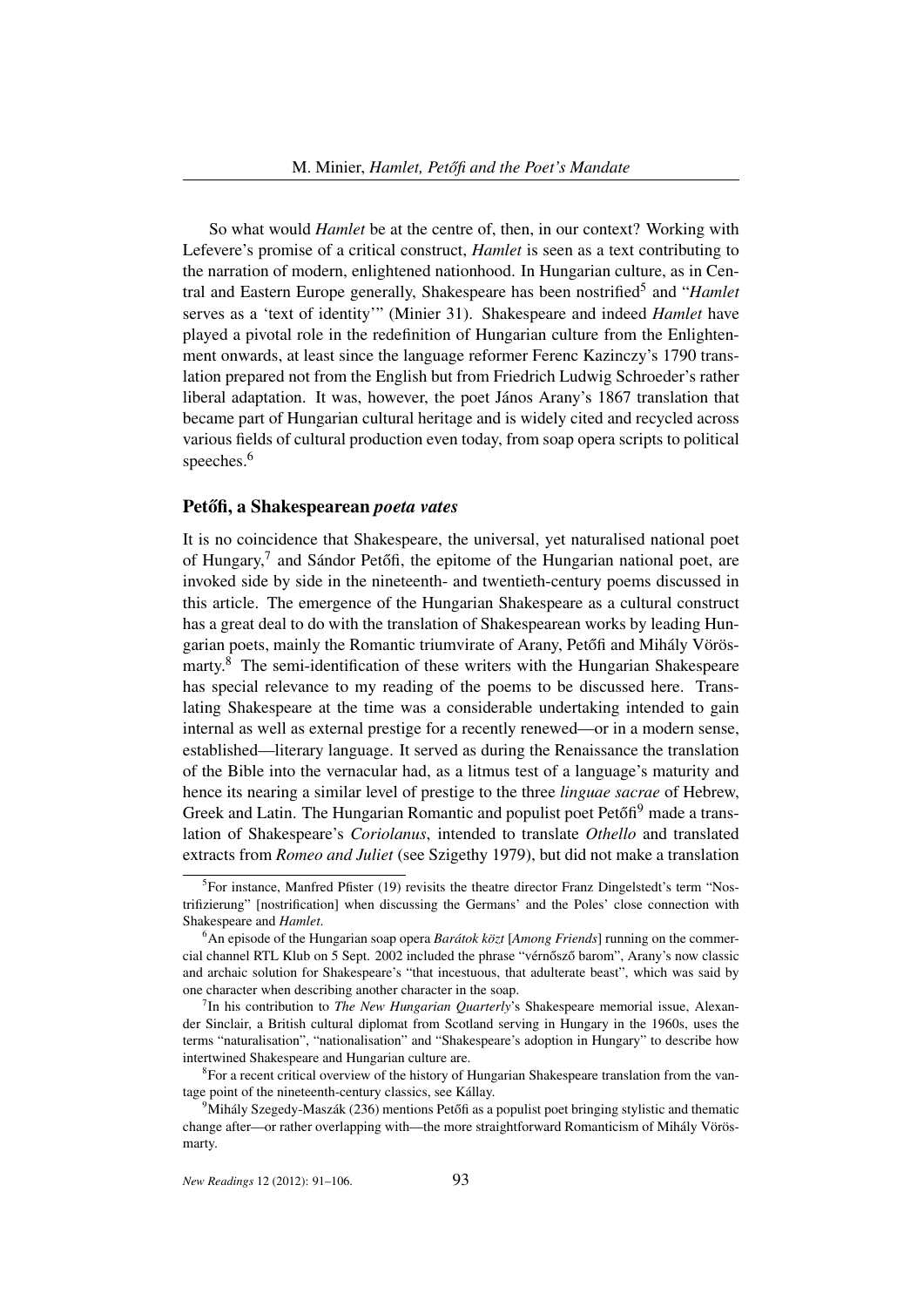So what would *Hamlet* be at the centre of, then, in our context? Working with Lefevere's promise of a critical construct, *Hamlet* is seen as a text contributing to the narration of modern, enlightened nationhood. In Hungarian culture, as in Central and Eastern Europe generally, Shakespeare has been nostrified[5] and "*Hamlet* serves as a 'text of identity'" (Minier 31). Shakespeare and indeed *Hamlet* have played a pivotal role in the redefinition of Hungarian culture from the Enlightenment onwards, at least since the language reformer Ferenc Kazinczy's 1790 translation prepared not from the English but from Friedrich Ludwig Schroeder's rather liberal adaptation. It was, however, the poet János Arany's 1867 translation that became part of Hungarian cultural heritage and is widely cited and recycled across various fields of cultural production even today, from soap opera scripts to political speeches.[6]

## Petőfi, a Shakespearean *poeta vates*

It is no coincidence that Shakespeare, the universal, yet naturalised national poet of Hungary,[7] and Sándor Petőfi, the epitome of the Hungarian national poet, are invoked side by side in the nineteenth- and twentieth-century poems discussed in this article. The emergence of the Hungarian Shakespeare as a cultural construct has a great deal to do with the translation of Shakespearean works by leading Hungarian poets, mainly the Romantic triumvirate of Arany, Petőfi and Mihály Vörösmarty.[8] The semi-identification of these writers with the Hungarian Shakespeare has special relevance to my reading of the poems to be discussed here. Translating Shakespeare at the time was a considerable undertaking intended to gain internal as well as external prestige for a recently renewed—or in a modern sense, established—literary language. It served as during the Renaissance the translation of the Bible into the vernacular had, as a litmus test of a language's maturity and hence its nearing a similar level of prestige to the three *linguae sacrae* of Hebrew, Greek and Latin. The Hungarian Romantic and populist poet Petőfi[9] made a translation of Shakespeare's *Coriolanus*, intended to translate *Othello* and translated extracts from *Romeo and Juliet* (see Szigethy 1979), but did not make a translation

---

[5] For instance, Manfred Pfister (19) revisits the theatre director Franz Dingelstedt's term "Nostrifizierung" [nostrification] when discussing the Germans' and the Poles' close connection with Shakespeare and *Hamlet*.

[6] An episode of the Hungarian soap opera *Barátok közt* [*Among Friends*] running on the commercial channel RTL Klub on 5 Sept. 2002 included the phrase "vérnősző barom", Arany's now classic and archaic solution for Shakespeare's "that incestuous, that adulterate beast", which was said by one character when describing another character in the soap.

[7] In his contribution to *The New Hungarian Quarterly*'s Shakespeare memorial issue, Alexander Sinclair, a British cultural diplomat from Scotland serving in Hungary in the 1960s, uses the terms "naturalisation", "nationalisation" and "Shakespeare's adoption in Hungary" to describe how intertwined Shakespeare and Hungarian culture are.

[8] For a recent critical overview of the history of Hungarian Shakespeare translation from the vantage point of the nineteenth-century classics, see Kállay.

[9] Mihály Szegedy-Maszák (236) mentions Petőfi as a populist poet bringing stylistic and thematic change after—or rather overlapping with—the more straightforward Romanticism of Mihály Vörösmarty.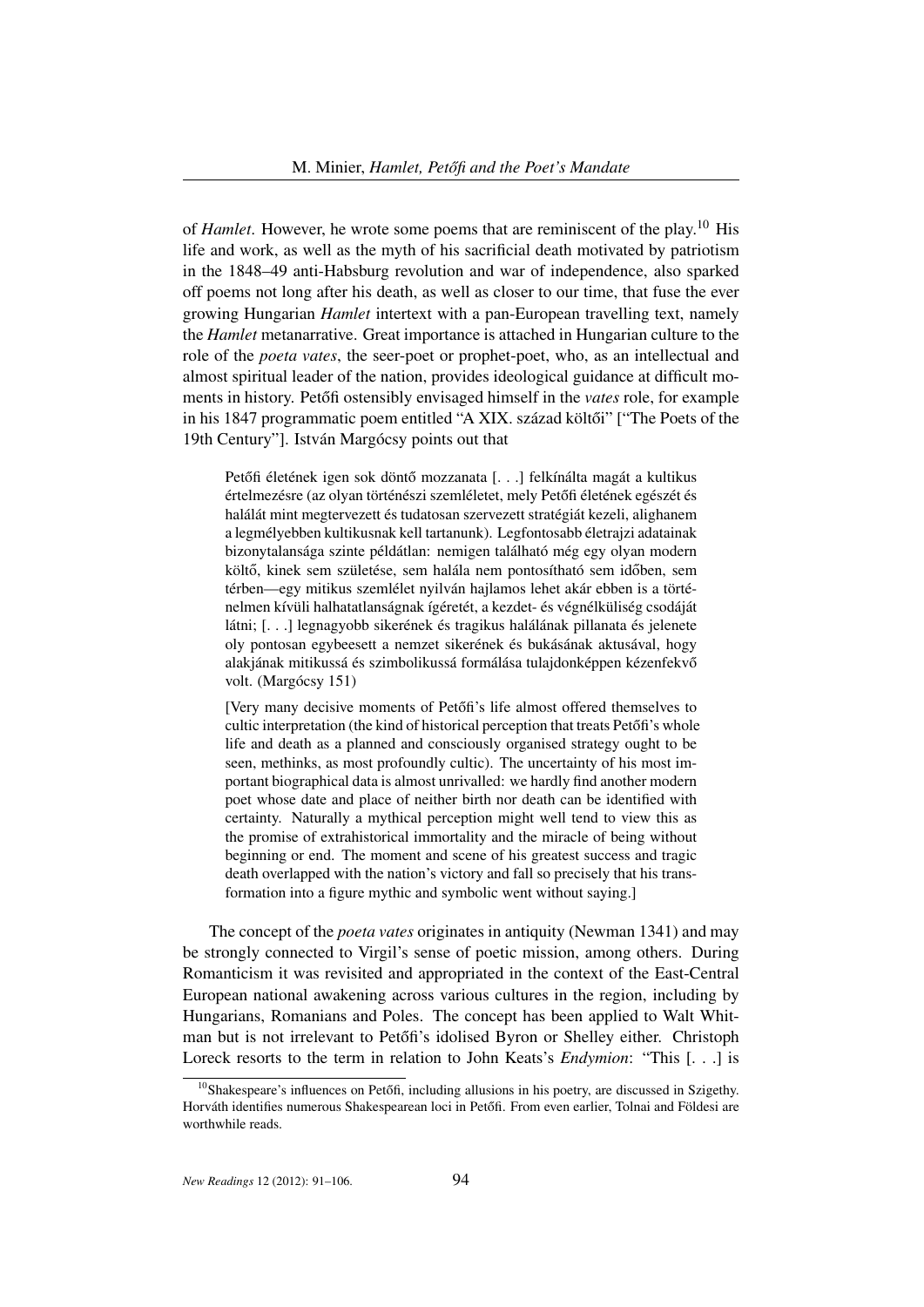of *Hamlet*. However, he wrote some poems that are reminiscent of the play.[10] His life and work, as well as the myth of his sacrificial death motivated by patriotism in the 1848–49 anti-Habsburg revolution and war of independence, also sparked off poems not long after his death, as well as closer to our time, that fuse the ever growing Hungarian *Hamlet* intertext with a pan-European travelling text, namely the *Hamlet* metanarrative. Great importance is attached in Hungarian culture to the role of the *poeta vates*, the seer-poet or prophet-poet, who, as an intellectual and almost spiritual leader of the nation, provides ideological guidance at difficult moments in history. Petőfi ostensibly envisaged himself in the *vates* role, for example in his 1847 programmatic poem entitled "A XIX. század költői" ["The Poets of the 19th Century"]. István Margócsy points out that

> Petőfi életének igen sok döntő mozzanata [. . .] felkínálta magát a kultikus értelmezésre (az olyan történészi szemléletet, mely Petőfi életének egészét és halálát mint megtervezett és tudatosan szervezett stratégiát kezeli, alighanem a legmélyebben kultikusnak kell tartanunk). Legfontosabb életrajzi adatainak bizonytalansága szinte példátlan: nemigen található még egy olyan modern költő, kinek sem születése, sem halála nem pontosítható sem időben, sem térben—egy mitikus szemlélet nyilván hajlamos lehet akár ebben is a történelmen kívüli halhatatlanságnak ígéretét, a kezdet- és végnélküliség csodáját látni; [. . .] legnagyobb sikerének és tragikus halálának pillanata és jelenete oly pontosan egybeesett a nemzet sikerének és bukásának aktusával, hogy alakjának mitikussá és szimbolikussá formálása tulajdonképpen kézenfekvő volt. (Margócsy 151)
>
> [Very many decisive moments of Petőfi's life almost offered themselves to cultic interpretation (the kind of historical perception that treats Petőfi's whole life and death as a planned and consciously organised strategy ought to be seen, methinks, as most profoundly cultic). The uncertainty of his most important biographical data is almost unrivalled: we hardly find another modern poet whose date and place of neither birth nor death can be identified with certainty. Naturally a mythical perception might well tend to view this as the promise of extrahistorical immortality and the miracle of being without beginning or end. The moment and scene of his greatest success and tragic death overlapped with the nation's victory and fall so precisely that his transformation into a figure mythic and symbolic went without saying.]

The concept of the *poeta vates* originates in antiquity (Newman 1341) and may be strongly connected to Virgil's sense of poetic mission, among others. During Romanticism it was revisited and appropriated in the context of the East-Central European national awakening across various cultures in the region, including by Hungarians, Romanians and Poles. The concept has been applied to Walt Whitman but is not irrelevant to Petőfi's idolised Byron or Shelley either. Christoph Loreck resorts to the term in relation to John Keats's *Endymion*: "This [. . .] is

[10] Shakespeare's influences on Petőfi, including allusions in his poetry, are discussed in Szigethy. Horváth identifies numerous Shakespearean loci in Petőfi. From even earlier, Tolnai and Földesi are worthwhile reads.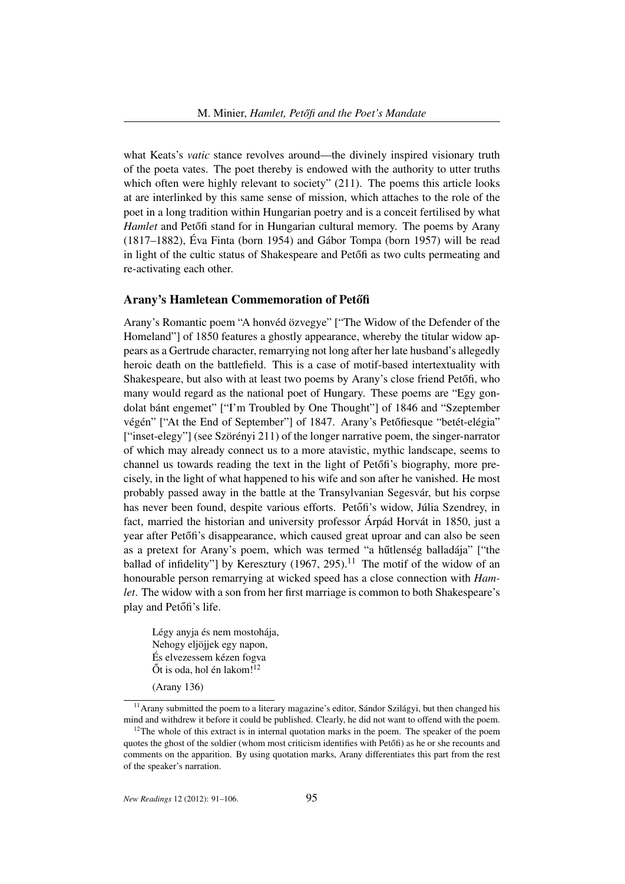what Keats's *vatic* stance revolves around—the divinely inspired visionary truth of the poeta vates. The poet thereby is endowed with the authority to utter truths which often were highly relevant to society" (211). The poems this article looks at are interlinked by this same sense of mission, which attaches to the role of the poet in a long tradition within Hungarian poetry and is a conceit fertilised by what *Hamlet* and Petőfi stand for in Hungarian cultural memory. The poems by Arany (1817–1882), Éva Finta (born 1954) and Gábor Tompa (born 1957) will be read in light of the cultic status of Shakespeare and Petőfi as two cults permeating and re-activating each other.

## Arany's Hamletean Commemoration of Petőfi

Arany's Romantic poem "A honvéd özvegye" ["The Widow of the Defender of the Homeland"] of 1850 features a ghostly appearance, whereby the titular widow appears as a Gertrude character, remarrying not long after her late husband's allegedly heroic death on the battlefield. This is a case of motif-based intertextuality with Shakespeare, but also with at least two poems by Arany's close friend Petőfi, who many would regard as the national poet of Hungary. These poems are "Egy gondolat bánt engemet" ["I'm Troubled by One Thought"] of 1846 and "Szeptember végén" ["At the End of September"] of 1847. Arany's Petőfiesque "betét-elégia" ["inset-elegy"] (see Szörényi 211) of the longer narrative poem, the singer-narrator of which may already connect us to a more atavistic, mythic landscape, seems to channel us towards reading the text in the light of Petőfi's biography, more precisely, in the light of what happened to his wife and son after he vanished. He most probably passed away in the battle at the Transylvanian Segesvár, but his corpse has never been found, despite various efforts. Petőfi's widow, Júlia Szendrey, in fact, married the historian and university professor Árpád Horvát in 1850, just a year after Petőfi's disappearance, which caused great uproar and can also be seen as a pretext for Arany's poem, which was termed "a hűtlenség balladája" ["the ballad of infidelity"] by Keresztury (1967, 295).[11] The motif of the widow of an honourable person remarrying at wicked speed has a close connection with *Hamlet*. The widow with a son from her first marriage is common to both Shakespeare's play and Petőfi's life.

> Légy anyja és nem mostohája,
> Nehogy eljöjjek egy napon,
> És elvezessem kézen fogva
> Őt is oda, hol én lakom![12]
>
> (Arany 136)

[11] Arany submitted the poem to a literary magazine's editor, Sándor Szilágyi, but then changed his mind and withdrew it before it could be published. Clearly, he did not want to offend with the poem.

[12] The whole of this extract is in internal quotation marks in the poem. The speaker of the poem quotes the ghost of the soldier (whom most criticism identifies with Petőfi) as he or she recounts and comments on the apparition. By using quotation marks, Arany differentiates this part from the rest of the speaker's narration.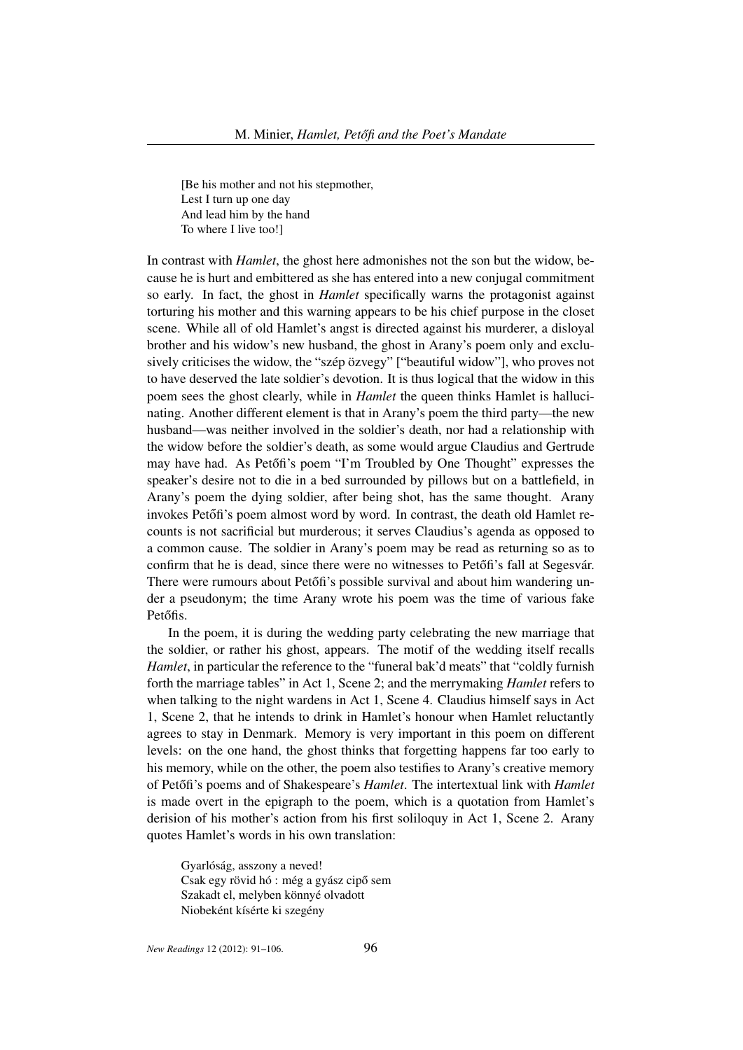> [Be his mother and not his stepmother,
> Lest I turn up one day
> And lead him by the hand
> To where I live too!]

In contrast with *Hamlet*, the ghost here admonishes not the son but the widow, because he is hurt and embittered as she has entered into a new conjugal commitment so early. In fact, the ghost in *Hamlet* specifically warns the protagonist against torturing his mother and this warning appears to be his chief purpose in the closet scene. While all of old Hamlet's angst is directed against his murderer, a disloyal brother and his widow's new husband, the ghost in Arany's poem only and exclusively criticises the widow, the "szép özvegy" ["beautiful widow"], who proves not to have deserved the late soldier's devotion. It is thus logical that the widow in this poem sees the ghost clearly, while in *Hamlet* the queen thinks Hamlet is hallucinating. Another different element is that in Arany's poem the third party—the new husband—was neither involved in the soldier's death, nor had a relationship with the widow before the soldier's death, as some would argue Claudius and Gertrude may have had. As Petőfi's poem "I'm Troubled by One Thought" expresses the speaker's desire not to die in a bed surrounded by pillows but on a battlefield, in Arany's poem the dying soldier, after being shot, has the same thought. Arany invokes Petőfi's poem almost word by word. In contrast, the death old Hamlet recounts is not sacrificial but murderous; it serves Claudius's agenda as opposed to a common cause. The soldier in Arany's poem may be read as returning so as to confirm that he is dead, since there were no witnesses to Petőfi's fall at Segesvár. There were rumours about Petőfi's possible survival and about him wandering under a pseudonym; the time Arany wrote his poem was the time of various fake Petőfis.

In the poem, it is during the wedding party celebrating the new marriage that the soldier, or rather his ghost, appears. The motif of the wedding itself recalls *Hamlet*, in particular the reference to the "funeral bak'd meats" that "coldly furnish forth the marriage tables" in Act 1, Scene 2; and the merrymaking *Hamlet* refers to when talking to the night wardens in Act 1, Scene 4. Claudius himself says in Act 1, Scene 2, that he intends to drink in Hamlet's honour when Hamlet reluctantly agrees to stay in Denmark. Memory is very important in this poem on different levels: on the one hand, the ghost thinks that forgetting happens far too early to his memory, while on the other, the poem also testifies to Arany's creative memory of Petőfi's poems and of Shakespeare's *Hamlet*. The intertextual link with *Hamlet* is made overt in the epigraph to the poem, which is a quotation from Hamlet's derision of his mother's action from his first soliloquy in Act 1, Scene 2. Arany quotes Hamlet's words in his own translation:

> Gyarlóság, asszony a neved!
> Csak egy rövid hó : még a gyász cipő sem
> Szakadt el, melyben könnyé olvadott
> Niobeként kísérte ki szegény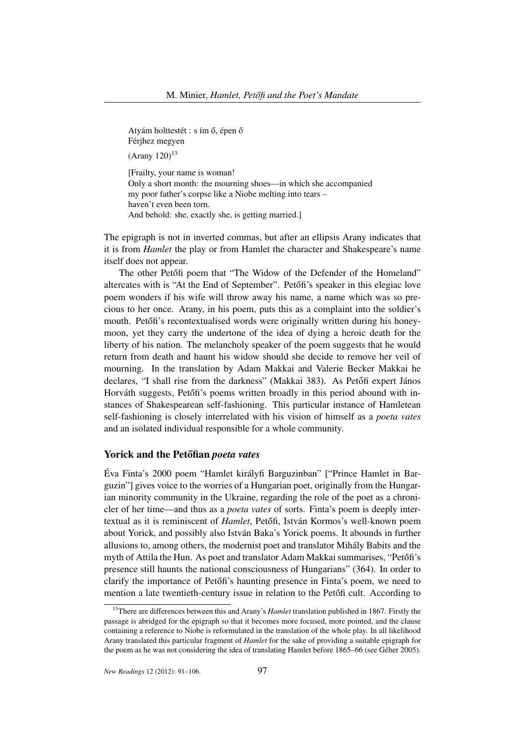Atyám holttestét : s ím ő, épen ő
Férjhez megyen

(Arany 120)[13]

[Frailty, your name is woman!
Only a short month: the mourning shoes—in which she accompanied
my poor father's corpse like a Niobe melting into tears –
haven't even been torn.
And behold: she, exactly she, is getting married.]

The epigraph is not in inverted commas, but after an ellipsis Arany indicates that it is from *Hamlet* the play or from Hamlet the character and Shakespeare's name itself does not appear.

The other Petőfi poem that "The Widow of the Defender of the Homeland" altercates with is "At the End of September". Petőfi's speaker in this elegiac love poem wonders if his wife will throw away his name, a name which was so precious to her once. Arany, in his poem, puts this as a complaint into the soldier's mouth. Petőfi's recontextualised words were originally written during his honeymoon, yet they carry the undertone of the idea of dying a heroic death for the liberty of his nation. The melancholy speaker of the poem suggests that he would return from death and haunt his widow should she decide to remove her veil of mourning. In the translation by Adam Makkai and Valerie Becker Makkai he declares, "I shall rise from the darkness" (Makkai 383). As Petőfi expert János Horváth suggests, Petőfi's poems written broadly in this period abound with instances of Shakespearean self-fashioning. This particular instance of Hamletean self-fashioning is closely interrelated with his vision of himself as a *poeta vates* and an isolated individual responsible for a whole community.

## Yorick and the Petőfian *poeta vates*

Éva Finta's 2000 poem "Hamlet királyfi Barguzinban" ["Prince Hamlet in Barguzin"] gives voice to the worries of a Hungarian poet, originally from the Hungarian minority community in the Ukraine, regarding the role of the poet as a chronicler of her time—and thus as a *poeta vates* of sorts. Finta's poem is deeply intertextual as it is reminiscent of *Hamlet*, Petőfi, István Kormos's well-known poem about Yorick, and possibly also István Baka's Yorick poems. It abounds in further allusions to, among others, the modernist poet and translator Mihály Babits and the myth of Attila the Hun. As poet and translator Adam Makkai summarises, "Petőfi's presence still haunts the national consciousness of Hungarians" (364). In order to clarify the importance of Petőfi's haunting presence in Finta's poem, we need to mention a late twentieth-century issue in relation to the Petőfi cult. According to

[13] There are differences between this and Arany's *Hamlet* translation published in 1867. Firstly the passage is abridged for the epigraph so that it becomes more focused, more pointed, and the clause containing a reference to Niobe is reformulated in the translation of the whole play. In all likelihood Arany translated this particular fragment of *Hamlet* for the sake of providing a suitable epigraph for the poem as he was not considering the idea of translating Hamlet before 1865–66 (see Géher 2005).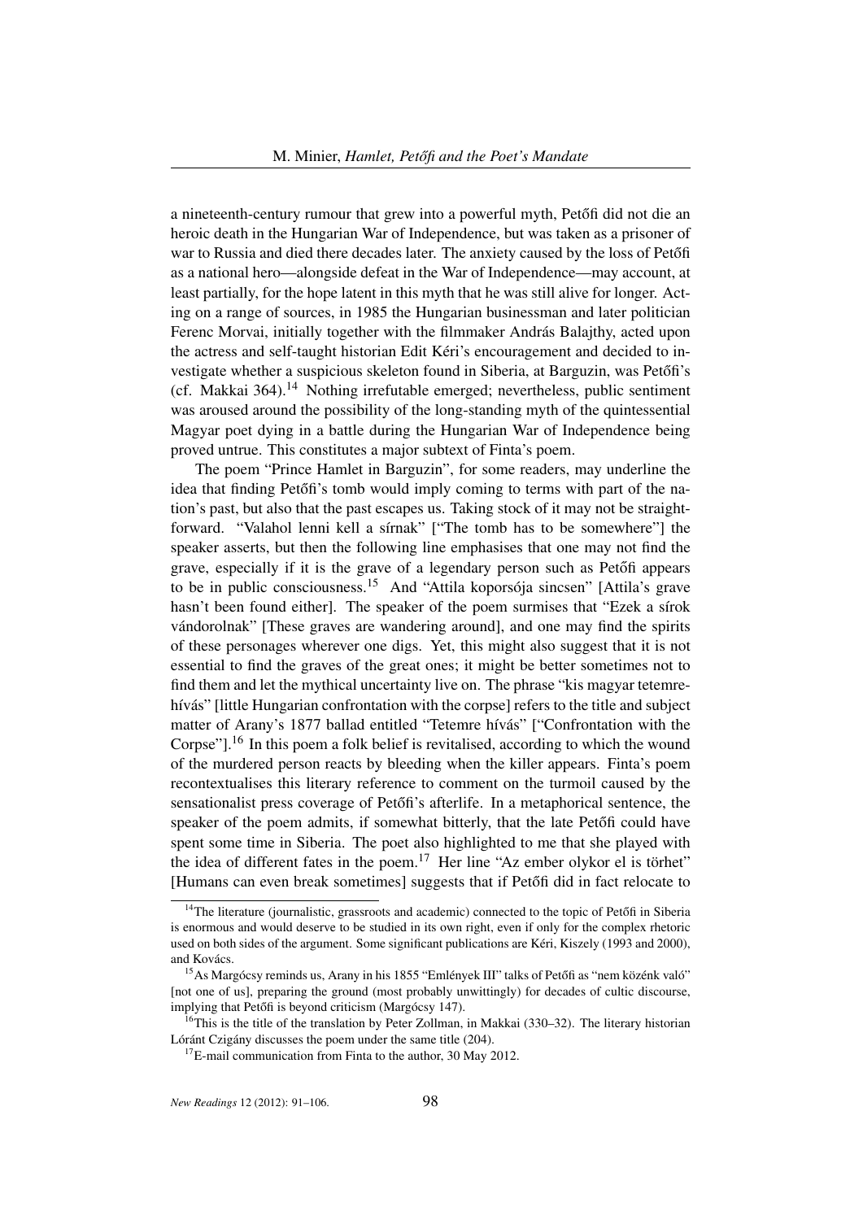a nineteenth-century rumour that grew into a powerful myth, Petőfi did not die an heroic death in the Hungarian War of Independence, but was taken as a prisoner of war to Russia and died there decades later. The anxiety caused by the loss of Petőfi as a national hero—alongside defeat in the War of Independence—may account, at least partially, for the hope latent in this myth that he was still alive for longer. Acting on a range of sources, in 1985 the Hungarian businessman and later politician Ferenc Morvai, initially together with the filmmaker András Balajthy, acted upon the actress and self-taught historian Edit Kéri's encouragement and decided to investigate whether a suspicious skeleton found in Siberia, at Barguzin, was Petőfi's (cf. Makkai 364).[14] Nothing irrefutable emerged; nevertheless, public sentiment was aroused around the possibility of the long-standing myth of the quintessential Magyar poet dying in a battle during the Hungarian War of Independence being proved untrue. This constitutes a major subtext of Finta's poem.

The poem "Prince Hamlet in Barguzin", for some readers, may underline the idea that finding Petőfi's tomb would imply coming to terms with part of the nation's past, but also that the past escapes us. Taking stock of it may not be straightforward. "Valahol lenni kell a sírnak" ["The tomb has to be somewhere"] the speaker asserts, but then the following line emphasises that one may not find the grave, especially if it is the grave of a legendary person such as Petőfi appears to be in public consciousness.[15] And "Attila koporsója sincsen" [Attila's grave hasn't been found either]. The speaker of the poem surmises that "Ezek a sírok vándorolnak" [These graves are wandering around], and one may find the spirits of these personages wherever one digs. Yet, this might also suggest that it is not essential to find the graves of the great ones; it might be better sometimes not to find them and let the mythical uncertainty live on. The phrase "kis magyar tetemrehívás" [little Hungarian confrontation with the corpse] refers to the title and subject matter of Arany's 1877 ballad entitled "Tetemre hívás" ["Confrontation with the Corpse"].[16] In this poem a folk belief is revitalised, according to which the wound of the murdered person reacts by bleeding when the killer appears. Finta's poem recontextualises this literary reference to comment on the turmoil caused by the sensationalist press coverage of Petőfi's afterlife. In a metaphorical sentence, the speaker of the poem admits, if somewhat bitterly, that the late Petőfi could have spent some time in Siberia. The poet also highlighted to me that she played with the idea of different fates in the poem.[17] Her line "Az ember olykor el is törhet" [Humans can even break sometimes] suggests that if Petőfi did in fact relocate to

---

[14] The literature (journalistic, grassroots and academic) connected to the topic of Petőfi in Siberia is enormous and would deserve to be studied in its own right, even if only for the complex rhetoric used on both sides of the argument. Some significant publications are Kéri, Kiszely (1993 and 2000), and Kovács.

[15] As Margócsy reminds us, Arany in his 1855 "Emlények III" talks of Petőfi as "nem közénk való" [not one of us], preparing the ground (most probably unwittingly) for decades of cultic discourse, implying that Petőfi is beyond criticism (Margócsy 147).

[16] This is the title of the translation by Peter Zollman, in Makkai (330–32). The literary historian Lóránt Czigány discusses the poem under the same title (204).

[17] E-mail communication from Finta to the author, 30 May 2012.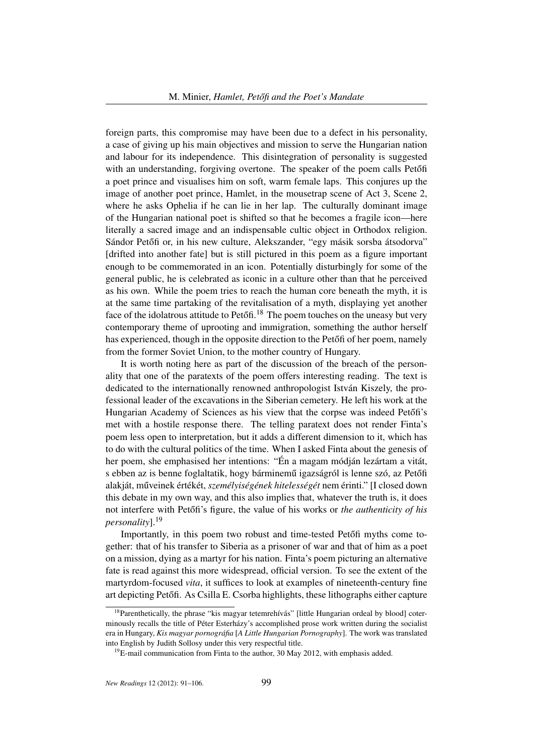foreign parts, this compromise may have been due to a defect in his personality, a case of giving up his main objectives and mission to serve the Hungarian nation and labour for its independence. This disintegration of personality is suggested with an understanding, forgiving overtone. The speaker of the poem calls Petőfi a poet prince and visualises him on soft, warm female laps. This conjures up the image of another poet prince, Hamlet, in the mousetrap scene of Act 3, Scene 2, where he asks Ophelia if he can lie in her lap. The culturally dominant image of the Hungarian national poet is shifted so that he becomes a fragile icon—here literally a sacred image and an indispensable cultic object in Orthodox religion. Sándor Petőfi or, in his new culture, Alekszander, "egy másik sorsba átsodorva" [drifted into another fate] but is still pictured in this poem as a figure important enough to be commemorated in an icon. Potentially disturbingly for some of the general public, he is celebrated as iconic in a culture other than that he perceived as his own. While the poem tries to reach the human core beneath the myth, it is at the same time partaking of the revitalisation of a myth, displaying yet another face of the idolatrous attitude to Petőfi.[18] The poem touches on the uneasy but very contemporary theme of uprooting and immigration, something the author herself has experienced, though in the opposite direction to the Petőfi of her poem, namely from the former Soviet Union, to the mother country of Hungary.

It is worth noting here as part of the discussion of the breach of the personality that one of the paratexts of the poem offers interesting reading. The text is dedicated to the internationally renowned anthropologist István Kiszely, the professional leader of the excavations in the Siberian cemetery. He left his work at the Hungarian Academy of Sciences as his view that the corpse was indeed Petőfi's met with a hostile response there. The telling paratext does not render Finta's poem less open to interpretation, but it adds a different dimension to it, which has to do with the cultural politics of the time. When I asked Finta about the genesis of her poem, she emphasised her intentions: "Én a magam módján lezártam a vitát, s ebben az is benne foglaltatik, hogy bárminemű igazságról is lenne szó, az Petőfi alakját, műveinek értékét, *személyiségének hitelességét* nem érinti." [I closed down this debate in my own way, and this also implies that, whatever the truth is, it does not interfere with Petőfi's figure, the value of his works or *the authenticity of his personality*].[19]

Importantly, in this poem two robust and time-tested Petőfi myths come together: that of his transfer to Siberia as a prisoner of war and that of him as a poet on a mission, dying as a martyr for his nation. Finta's poem picturing an alternative fate is read against this more widespread, official version. To see the extent of the martyrdom-focused *vita*, it suffices to look at examples of nineteenth-century fine art depicting Petőfi. As Csilla E. Csorba highlights, these lithographs either capture

[18] Parenthetically, the phrase "kis magyar tetemrehívás" [little Hungarian ordeal by blood] coterminously recalls the title of Péter Esterházy's accomplished prose work written during the socialist era in Hungary, *Kis magyar pornográfia* [*A Little Hungarian Pornography*]. The work was translated into English by Judith Sollosy under this very respectful title.

[19] E-mail communication from Finta to the author, 30 May 2012, with emphasis added.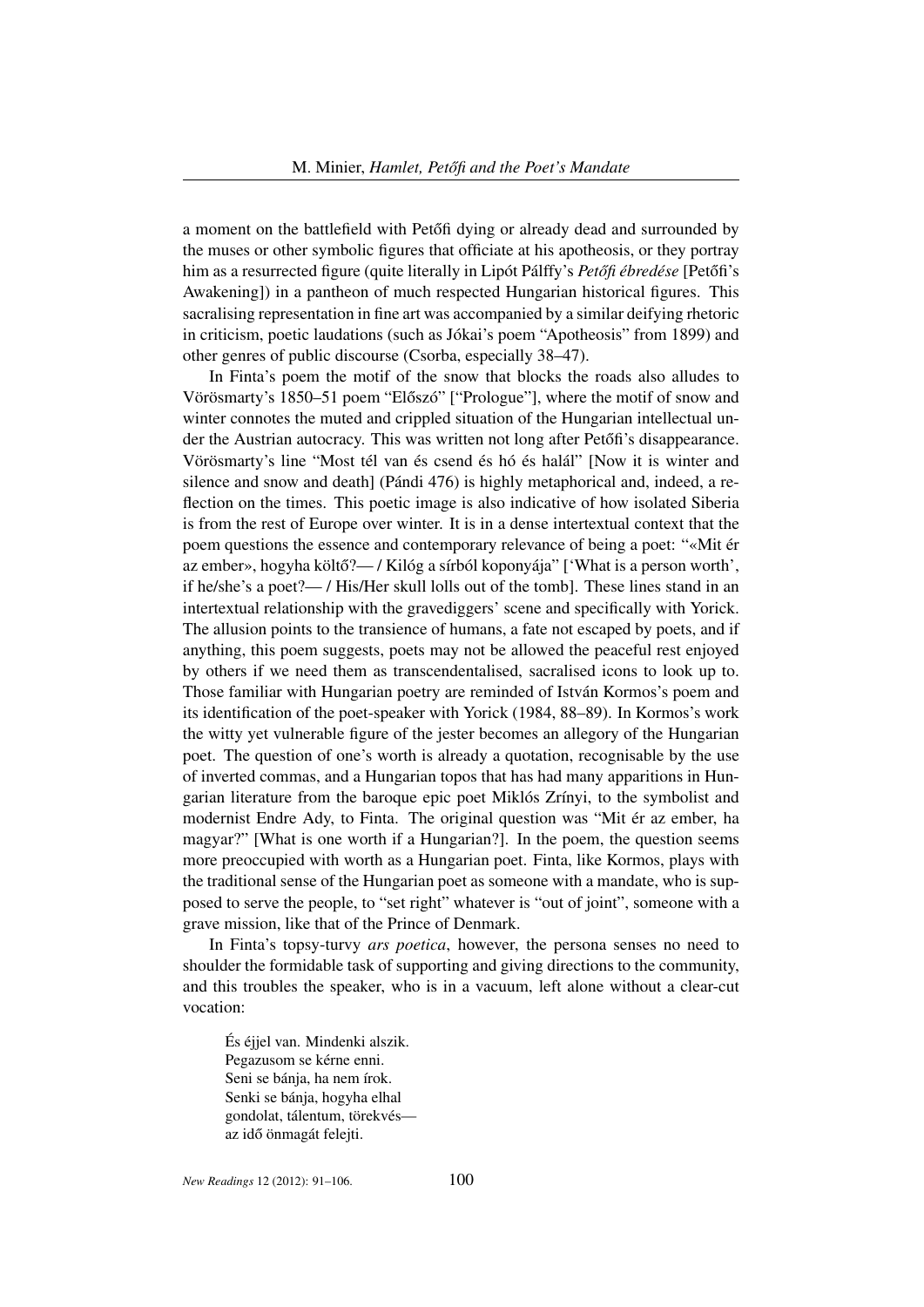a moment on the battlefield with Petőfi dying or already dead and surrounded by the muses or other symbolic figures that officiate at his apotheosis, or they portray him as a resurrected figure (quite literally in Lipót Pálffy's *Petőfi ébredése* [Petőfi's Awakening]) in a pantheon of much respected Hungarian historical figures. This sacralising representation in fine art was accompanied by a similar deifying rhetoric in criticism, poetic laudations (such as Jókai's poem "Apotheosis" from 1899) and other genres of public discourse (Csorba, especially 38–47).

In Finta's poem the motif of the snow that blocks the roads also alludes to Vörösmarty's 1850–51 poem "Előszó" ["Prologue"], where the motif of snow and winter connotes the muted and crippled situation of the Hungarian intellectual under the Austrian autocracy. This was written not long after Petőfi's disappearance. Vörösmarty's line "Most tél van és csend és hó és halál" [Now it is winter and silence and snow and death] (Pándi 476) is highly metaphorical and, indeed, a reflection on the times. This poetic image is also indicative of how isolated Siberia is from the rest of Europe over winter. It is in a dense intertextual context that the poem questions the essence and contemporary relevance of being a poet: "«Mit ér az ember», hogyha költő?— / Kilóg a sírból koponyája" ['What is a person worth', if he/she's a poet?— / His/Her skull lolls out of the tomb]. These lines stand in an intertextual relationship with the gravediggers' scene and specifically with Yorick. The allusion points to the transience of humans, a fate not escaped by poets, and if anything, this poem suggests, poets may not be allowed the peaceful rest enjoyed by others if we need them as transcendentalised, sacralised icons to look up to. Those familiar with Hungarian poetry are reminded of István Kormos's poem and its identification of the poet-speaker with Yorick (1984, 88–89). In Kormos's work the witty yet vulnerable figure of the jester becomes an allegory of the Hungarian poet. The question of one's worth is already a quotation, recognisable by the use of inverted commas, and a Hungarian topos that has had many apparitions in Hungarian literature from the baroque epic poet Miklós Zrínyi, to the symbolist and modernist Endre Ady, to Finta. The original question was "Mit ér az ember, ha magyar?" [What is one worth if a Hungarian?]. In the poem, the question seems more preoccupied with worth as a Hungarian poet. Finta, like Kormos, plays with the traditional sense of the Hungarian poet as someone with a mandate, who is supposed to serve the people, to "set right" whatever is "out of joint", someone with a grave mission, like that of the Prince of Denmark.

In Finta's topsy-turvy *ars poetica*, however, the persona senses no need to shoulder the formidable task of supporting and giving directions to the community, and this troubles the speaker, who is in a vacuum, left alone without a clear-cut vocation:

> És éjjel van. Mindenki alszik.
> Pegazusom se kérne enni.
> Seni se bánja, ha nem írok.
> Senki se bánja, hogyha elhal
> gondolat, tálentum, törekvés—
> az idő önmagát felejti.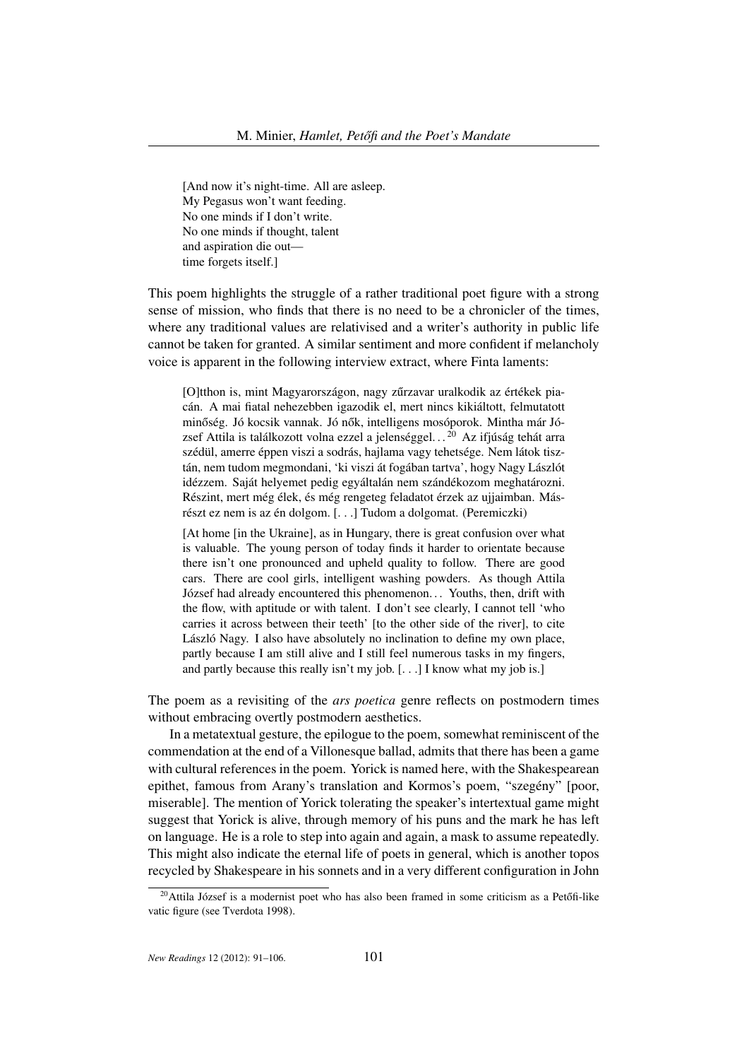> [And now it's night-time. All are asleep.
> My Pegasus won't want feeding.
> No one minds if I don't write.
> No one minds if thought, talent
> and aspiration die out—
> time forgets itself.]

This poem highlights the struggle of a rather traditional poet figure with a strong sense of mission, who finds that there is no need to be a chronicler of the times, where any traditional values are relativised and a writer's authority in public life cannot be taken for granted. A similar sentiment and more confident if melancholy voice is apparent in the following interview extract, where Finta laments:

> [O]tthon is, mint Magyarországon, nagy zűrzavar uralkodik az értékek piacán. A mai fiatal nehezebben igazodik el, mert nincs kikiáltott, felmutatott minőség. Jó kocsik vannak. Jó nők, intelligens mosóporok. Mintha már József Attila is találkozott volna ezzel a jelenséggel. . .[20] Az ifjúság tehát arra szédül, amerre éppen viszi a sodrás, hajlama vagy tehetsége. Nem látok tisztán, nem tudom megmondani, 'ki viszi át fogában tartva', hogy Nagy Lászlót idézzem. Saját helyemet pedig egyáltalán nem szándékozom meghatározni. Részint, mert még élek, és még rengeteg feladatot érzek az ujjaimban. Másrészt ez nem is az én dolgom. [. . .] Tudom a dolgomat. (Peremiczki)
>
> [At home [in the Ukraine], as in Hungary, there is great confusion over what is valuable. The young person of today finds it harder to orientate because there isn't one pronounced and upheld quality to follow. There are good cars. There are cool girls, intelligent washing powders. As though Attila József had already encountered this phenomenon. . . Youths, then, drift with the flow, with aptitude or with talent. I don't see clearly, I cannot tell 'who carries it across between their teeth' [to the other side of the river], to cite László Nagy. I also have absolutely no inclination to define my own place, partly because I am still alive and I still feel numerous tasks in my fingers, and partly because this really isn't my job. [. . .] I know what my job is.]

The poem as a revisiting of the *ars poetica* genre reflects on postmodern times without embracing overtly postmodern aesthetics.

In a metatextual gesture, the epilogue to the poem, somewhat reminiscent of the commendation at the end of a Villonesque ballad, admits that there has been a game with cultural references in the poem. Yorick is named here, with the Shakespearean epithet, famous from Arany's translation and Kormos's poem, "szegény" [poor, miserable]. The mention of Yorick tolerating the speaker's intertextual game might suggest that Yorick is alive, through memory of his puns and the mark he has left on language. He is a role to step into again and again, a mask to assume repeatedly. This might also indicate the eternal life of poets in general, which is another topos recycled by Shakespeare in his sonnets and in a very different configuration in John

[20] Attila József is a modernist poet who has also been framed in some criticism as a Petőfi-like vatic figure (see Tverdota 1998).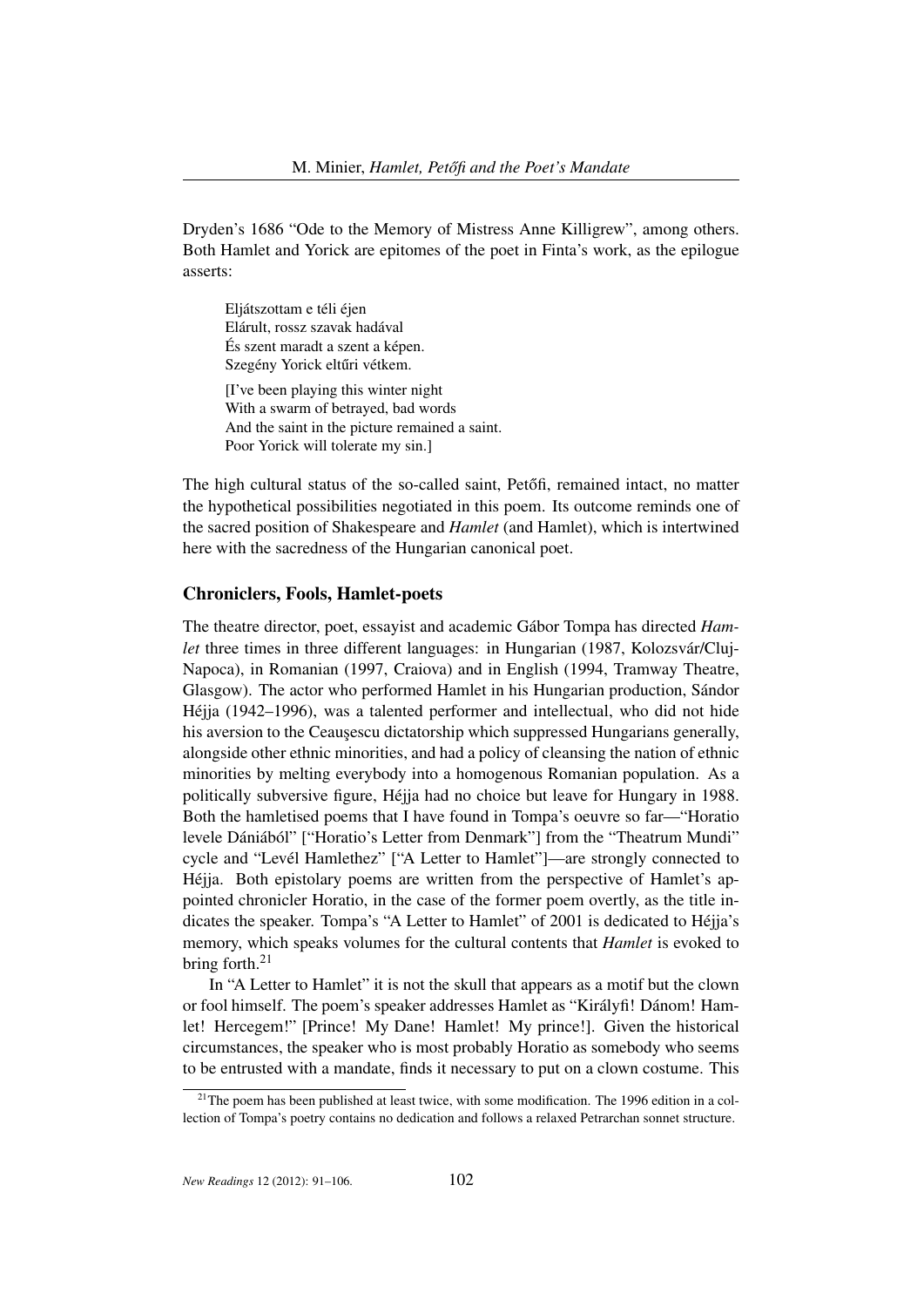Dryden's 1686 "Ode to the Memory of Mistress Anne Killigrew", among others. Both Hamlet and Yorick are epitomes of the poet in Finta's work, as the epilogue asserts:

> Eljátszottam e téli éjen
> Elárult, rossz szavak hadával
> És szent maradt a szent a képen.
> Szegény Yorick eltűri vétkem.
>
> [I've been playing this winter night
> With a swarm of betrayed, bad words
> And the saint in the picture remained a saint.
> Poor Yorick will tolerate my sin.]

The high cultural status of the so-called saint, Petőfi, remained intact, no matter the hypothetical possibilities negotiated in this poem. Its outcome reminds one of the sacred position of Shakespeare and *Hamlet* (and Hamlet), which is intertwined here with the sacredness of the Hungarian canonical poet.

## Chroniclers, Fools, Hamlet-poets

The theatre director, poet, essayist and academic Gábor Tompa has directed *Hamlet* three times in three different languages: in Hungarian (1987, Kolozsvár/Cluj-Napoca), in Romanian (1997, Craiova) and in English (1994, Tramway Theatre, Glasgow). The actor who performed Hamlet in his Hungarian production, Sándor Héjja (1942–1996), was a talented performer and intellectual, who did not hide his aversion to the Ceauşescu dictatorship which suppressed Hungarians generally, alongside other ethnic minorities, and had a policy of cleansing the nation of ethnic minorities by melting everybody into a homogenous Romanian population. As a politically subversive figure, Héjja had no choice but leave for Hungary in 1988. Both the hamletised poems that I have found in Tompa's oeuvre so far—"Horatio levele Dániából" ["Horatio's Letter from Denmark"] from the "Theatrum Mundi" cycle and "Levél Hamlethez" ["A Letter to Hamlet"]—are strongly connected to Héjja. Both epistolary poems are written from the perspective of Hamlet's appointed chronicler Horatio, in the case of the former poem overtly, as the title indicates the speaker. Tompa's "A Letter to Hamlet" of 2001 is dedicated to Héjja's memory, which speaks volumes for the cultural contents that *Hamlet* is evoked to bring forth.[21]

In "A Letter to Hamlet" it is not the skull that appears as a motif but the clown or fool himself. The poem's speaker addresses Hamlet as "Királyfi! Dánom! Hamlet! Hercegem!" [Prince! My Dane! Hamlet! My prince!]. Given the historical circumstances, the speaker who is most probably Horatio as somebody who seems to be entrusted with a mandate, finds it necessary to put on a clown costume. This

[21] The poem has been published at least twice, with some modification. The 1996 edition in a collection of Tompa's poetry contains no dedication and follows a relaxed Petrarchan sonnet structure.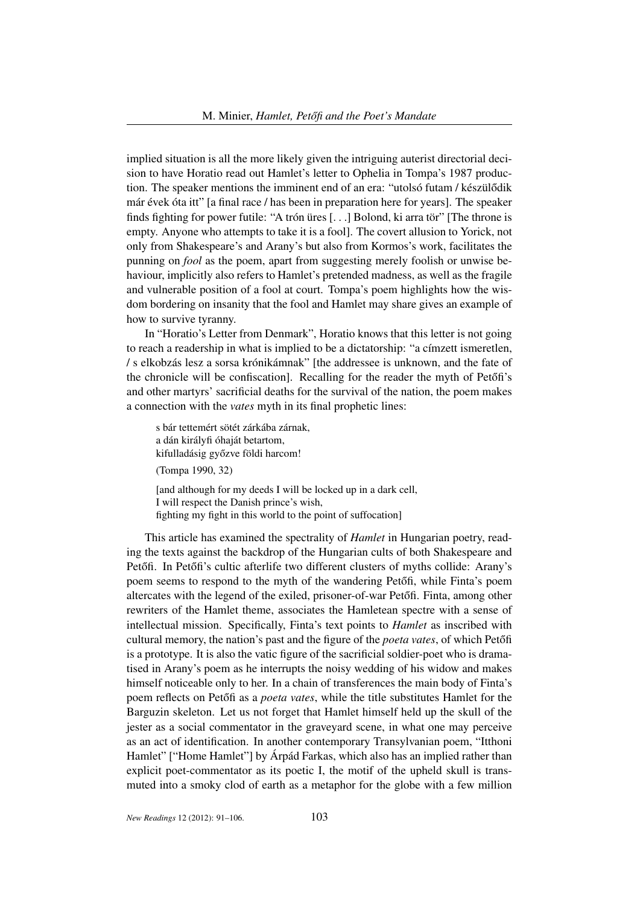implied situation is all the more likely given the intriguing auterist directorial decision to have Horatio read out Hamlet's letter to Ophelia in Tompa's 1987 production. The speaker mentions the imminent end of an era: "utolsó futam / készülődik már évek óta itt" [a final race / has been in preparation here for years]. The speaker finds fighting for power futile: "A trón üres [. . .] Bolond, ki arra tör" [The throne is empty. Anyone who attempts to take it is a fool]. The covert allusion to Yorick, not only from Shakespeare's and Arany's but also from Kormos's work, facilitates the punning on *fool* as the poem, apart from suggesting merely foolish or unwise behaviour, implicitly also refers to Hamlet's pretended madness, as well as the fragile and vulnerable position of a fool at court. Tompa's poem highlights how the wisdom bordering on insanity that the fool and Hamlet may share gives an example of how to survive tyranny.

In "Horatio's Letter from Denmark", Horatio knows that this letter is not going to reach a readership in what is implied to be a dictatorship: "a címzett ismeretlen, / s elkobzás lesz a sorsa krónikámnak" [the addressee is unknown, and the fate of the chronicle will be confiscation]. Recalling for the reader the myth of Petőfi's and other martyrs' sacrificial deaths for the survival of the nation, the poem makes a connection with the *vates* myth in its final prophetic lines:

> s bár tettemért sötét zárkába zárnak,
> a dán királyfi óhaját betartom,
> kifulladásig győzve földi harcom!
>
> (Tompa 1990, 32)
>
> [and although for my deeds I will be locked up in a dark cell,
> I will respect the Danish prince's wish,
> fighting my fight in this world to the point of suffocation]

This article has examined the spectrality of *Hamlet* in Hungarian poetry, reading the texts against the backdrop of the Hungarian cults of both Shakespeare and Petőfi. In Petőfi's cultic afterlife two different clusters of myths collide: Arany's poem seems to respond to the myth of the wandering Petőfi, while Finta's poem altercates with the legend of the exiled, prisoner-of-war Petőfi. Finta, among other rewriters of the Hamlet theme, associates the Hamletean spectre with a sense of intellectual mission. Specifically, Finta's text points to *Hamlet* as inscribed with cultural memory, the nation's past and the figure of the *poeta vates*, of which Petőfi is a prototype. It is also the vatic figure of the sacrificial soldier-poet who is dramatised in Arany's poem as he interrupts the noisy wedding of his widow and makes himself noticeable only to her. In a chain of transferences the main body of Finta's poem reflects on Petőfi as a *poeta vates*, while the title substitutes Hamlet for the Barguzin skeleton. Let us not forget that Hamlet himself held up the skull of the jester as a social commentator in the graveyard scene, in what one may perceive as an act of identification. In another contemporary Transylvanian poem, "Itthoni Hamlet" ["Home Hamlet"] by Árpád Farkas, which also has an implied rather than explicit poet-commentator as its poetic I, the motif of the upheld skull is transmuted into a smoky clod of earth as a metaphor for the globe with a few million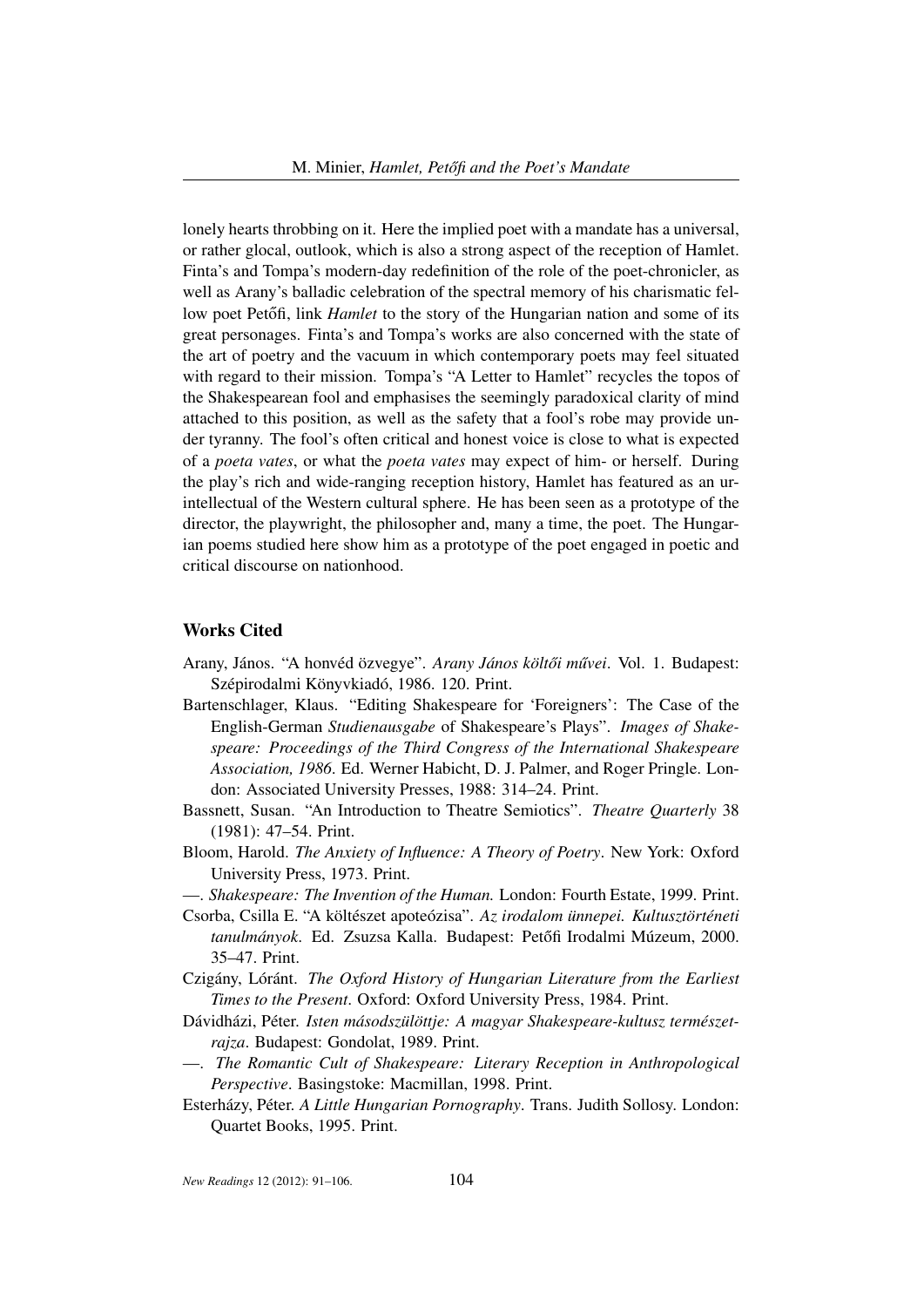lonely hearts throbbing on it. Here the implied poet with a mandate has a universal, or rather glocal, outlook, which is also a strong aspect of the reception of Hamlet. Finta's and Tompa's modern-day redefinition of the role of the poet-chronicler, as well as Arany's balladic celebration of the spectral memory of his charismatic fellow poet Petőfi, link *Hamlet* to the story of the Hungarian nation and some of its great personages. Finta's and Tompa's works are also concerned with the state of the art of poetry and the vacuum in which contemporary poets may feel situated with regard to their mission. Tompa's "A Letter to Hamlet" recycles the topos of the Shakespearean fool and emphasises the seemingly paradoxical clarity of mind attached to this position, as well as the safety that a fool's robe may provide under tyranny. The fool's often critical and honest voice is close to what is expected of a *poeta vates*, or what the *poeta vates* may expect of him- or herself. During the play's rich and wide-ranging reception history, Hamlet has featured as an ur-intellectual of the Western cultural sphere. He has been seen as a prototype of the director, the playwright, the philosopher and, many a time, the poet. The Hungarian poems studied here show him as a prototype of the poet engaged in poetic and critical discourse on nationhood.

## Works Cited

Arany, János. "A honvéd özvegye". *Arany János költői művei*. Vol. 1. Budapest: Szépirodalmi Könyvkiadó, 1986. 120. Print.

Bartenschlager, Klaus. "Editing Shakespeare for 'Foreigners': The Case of the English-German *Studienausgabe* of Shakespeare's Plays". *Images of Shakespeare: Proceedings of the Third Congress of the International Shakespeare Association, 1986*. Ed. Werner Habicht, D. J. Palmer, and Roger Pringle. London: Associated University Presses, 1988: 314–24. Print.

Bassnett, Susan. "An Introduction to Theatre Semiotics". *Theatre Quarterly* 38 (1981): 47–54. Print.

Bloom, Harold. *The Anxiety of Influence: A Theory of Poetry*. New York: Oxford University Press, 1973. Print.

—. *Shakespeare: The Invention of the Human.* London: Fourth Estate, 1999. Print.

Csorba, Csilla E. "A költészet apoteózisa". *Az irodalom ünnepei. Kultusztörténeti tanulmányok*. Ed. Zsuzsa Kalla. Budapest: Petőfi Irodalmi Múzeum, 2000. 35–47. Print.

Czigány, Lóránt. *The Oxford History of Hungarian Literature from the Earliest Times to the Present*. Oxford: Oxford University Press, 1984. Print.

Dávidházi, Péter. *Isten másodszülöttje: A magyar Shakespeare-kultusz természetrajza*. Budapest: Gondolat, 1989. Print.

—. *The Romantic Cult of Shakespeare: Literary Reception in Anthropological Perspective*. Basingstoke: Macmillan, 1998. Print.

Esterházy, Péter. *A Little Hungarian Pornography*. Trans. Judith Sollosy. London: Quartet Books, 1995. Print.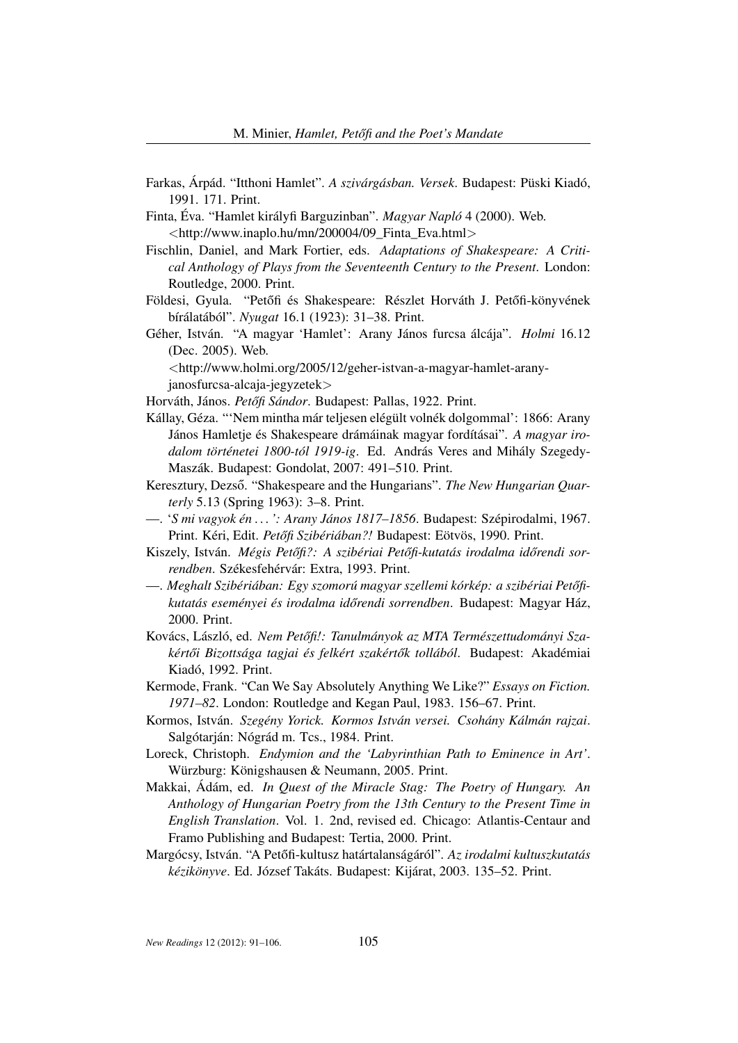Farkas, Árpád. "Itthoni Hamlet". *A szivárgásban. Versek*. Budapest: Püski Kiadó, 1991. 171. Print.

Finta, Éva. "Hamlet királyfi Barguzinban". *Magyar Napló* 4 (2000). Web. <http://www.inaplo.hu/mn/200004/09_Finta_Eva.html>

Fischlin, Daniel, and Mark Fortier, eds. *Adaptations of Shakespeare: A Critical Anthology of Plays from the Seventeenth Century to the Present*. London: Routledge, 2000. Print.

Földesi, Gyula. "Petőfi és Shakespeare: Részlet Horváth J. Petőfi-könyvének bírálatából". *Nyugat* 16.1 (1923): 31–38. Print.

Géher, István. "A magyar 'Hamlet': Arany János furcsa álcája". *Holmi* 16.12 (Dec. 2005). Web. <http://www.holmi.org/2005/12/geher-istvan-a-magyar-hamlet-arany-janosfurcsa-alcaja-jegyzetek>

Horváth, János. *Petőfi Sándor*. Budapest: Pallas, 1922. Print.

Kállay, Géza. "'Nem mintha már teljesen elégült volnék dolgommal': 1866: Arany János Hamletje és Shakespeare drámáinak magyar fordításai". *A magyar irodalom történetei 1800-tól 1919-ig*. Ed. András Veres and Mihály Szegedy-Maszák. Budapest: Gondolat, 2007: 491–510. Print.

Keresztury, Dezső. "Shakespeare and the Hungarians". *The New Hungarian Quarterly* 5.13 (Spring 1963): 3–8. Print.

—. '*S mi vagyok én ...': Arany János 1817–1856*. Budapest: Szépirodalmi, 1967. Print. Kéri, Edit. *Petőfi Szibériában?!* Budapest: Eötvös, 1990. Print.

Kiszely, István. *Mégis Petőfi?: A szibériai Petőfi-kutatás irodalma időrendi sorrendben*. Székesfehérvár: Extra, 1993. Print.

—. *Meghalt Szibériában: Egy szomorú magyar szellemi kórkép: a szibériai Petőfi-kutatás eseményei és irodalma időrendi sorrendben*. Budapest: Magyar Ház, 2000. Print.

Kovács, László, ed. *Nem Petőfi!: Tanulmányok az MTA Természettudományi Szakértői Bizottsága tagjai és felkért szakértők tollából*. Budapest: Akadémiai Kiadó, 1992. Print.

Kermode, Frank. "Can We Say Absolutely Anything We Like?" *Essays on Fiction. 1971–82*. London: Routledge and Kegan Paul, 1983. 156–67. Print.

Kormos, István. *Szegény Yorick. Kormos István versei. Csohány Kálmán rajzai*. Salgótarján: Nógrád m. Tcs., 1984. Print.

Loreck, Christoph. *Endymion and the 'Labyrinthian Path to Eminence in Art'*. Würzburg: Königshausen & Neumann, 2005. Print.

Makkai, Ádám, ed. *In Quest of the Miracle Stag: The Poetry of Hungary. An Anthology of Hungarian Poetry from the 13th Century to the Present Time in English Translation*. Vol. 1. 2nd, revised ed. Chicago: Atlantis-Centaur and Framo Publishing and Budapest: Tertia, 2000. Print.

Margócsy, István. "A Petőfi-kultusz határtalanságáról". *Az irodalmi kultuszkutatás kézikönyve*. Ed. József Takáts. Budapest: Kijárat, 2003. 135–52. Print.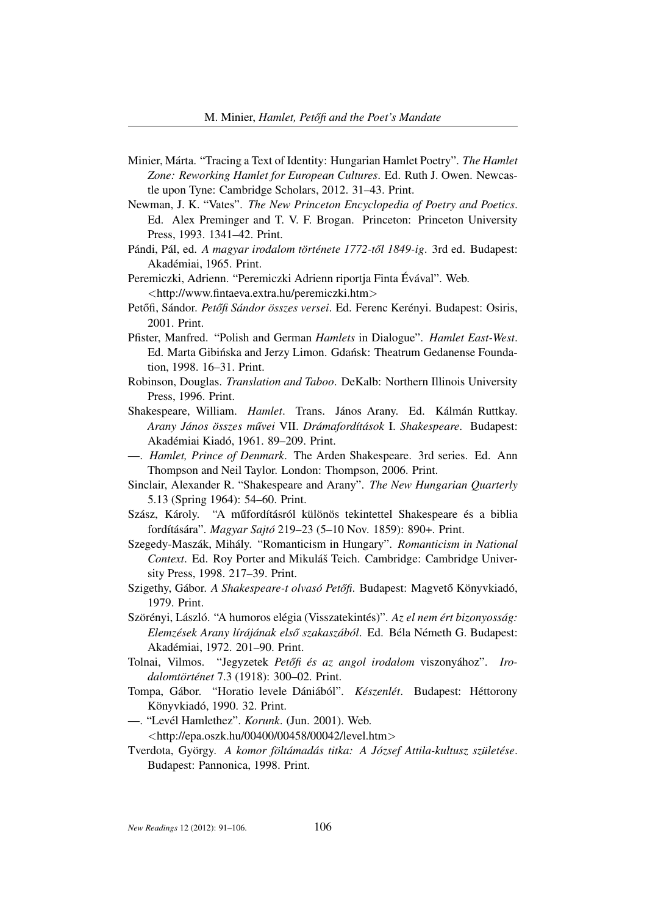Minier, Márta. "Tracing a Text of Identity: Hungarian Hamlet Poetry". *The Hamlet Zone: Reworking Hamlet for European Cultures*. Ed. Ruth J. Owen. Newcastle upon Tyne: Cambridge Scholars, 2012. 31–43. Print.

Newman, J. K. "Vates". *The New Princeton Encyclopedia of Poetry and Poetics*. Ed. Alex Preminger and T. V. F. Brogan. Princeton: Princeton University Press, 1993. 1341–42. Print.

Pándi, Pál, ed. *A magyar irodalom története 1772-től 1849-ig*. 3rd ed. Budapest: Akadémiai, 1965. Print.

Peremiczki, Adrienn. "Peremiczki Adrienn riportja Finta Évával". Web. <http://www.fintaeva.extra.hu/peremiczki.htm>

Petőfi, Sándor. *Petőfi Sándor összes versei*. Ed. Ferenc Kerényi. Budapest: Osiris, 2001. Print.

Pfister, Manfred. "Polish and German *Hamlets* in Dialogue". *Hamlet East-West*. Ed. Marta Gibińska and Jerzy Limon. Gdańsk: Theatrum Gedanense Foundation, 1998. 16–31. Print.

Robinson, Douglas. *Translation and Taboo*. DeKalb: Northern Illinois University Press, 1996. Print.

Shakespeare, William. *Hamlet*. Trans. János Arany. Ed. Kálmán Ruttkay. *Arany János összes művei* VII. *Drámafordítások* I. *Shakespeare*. Budapest: Akadémiai Kiadó, 1961. 89–209. Print.

—. *Hamlet, Prince of Denmark*. The Arden Shakespeare. 3rd series. Ed. Ann Thompson and Neil Taylor. London: Thompson, 2006. Print.

Sinclair, Alexander R. "Shakespeare and Arany". *The New Hungarian Quarterly* 5.13 (Spring 1964): 54–60. Print.

Szász, Károly. "A műfordításról különös tekintettel Shakespeare és a biblia fordítására". *Magyar Sajtó* 219–23 (5–10 Nov. 1859): 890+. Print.

Szegedy-Maszák, Mihály. "Romanticism in Hungary". *Romanticism in National Context*. Ed. Roy Porter and Mikuláš Teich. Cambridge: Cambridge University Press, 1998. 217–39. Print.

Szigethy, Gábor. *A Shakespeare-t olvasó Petőfi*. Budapest: Magvető Könyvkiadó, 1979. Print.

Szörényi, László. "A humoros elégia (Visszatekintés)". *Az el nem ért bizonyosság: Elemzések Arany lírájának első szakaszából*. Ed. Béla Németh G. Budapest: Akadémiai, 1972. 201–90. Print.

Tolnai, Vilmos. "Jegyzetek *Petőfi és az angol irodalom* viszonyához". *Irodalomtörténet* 7.3 (1918): 300–02. Print.

Tompa, Gábor. "Horatio levele Dániából". *Készenlét*. Budapest: Héttorony Könyvkiadó, 1990. 32. Print.

—. "Levél Hamlethez". *Korunk*. (Jun. 2001). Web. <http://epa.oszk.hu/00400/00458/00042/level.htm>

Tverdota, György. *A komor föltámadás titka: A József Attila-kultusz születése*. Budapest: Pannonica, 1998. Print.